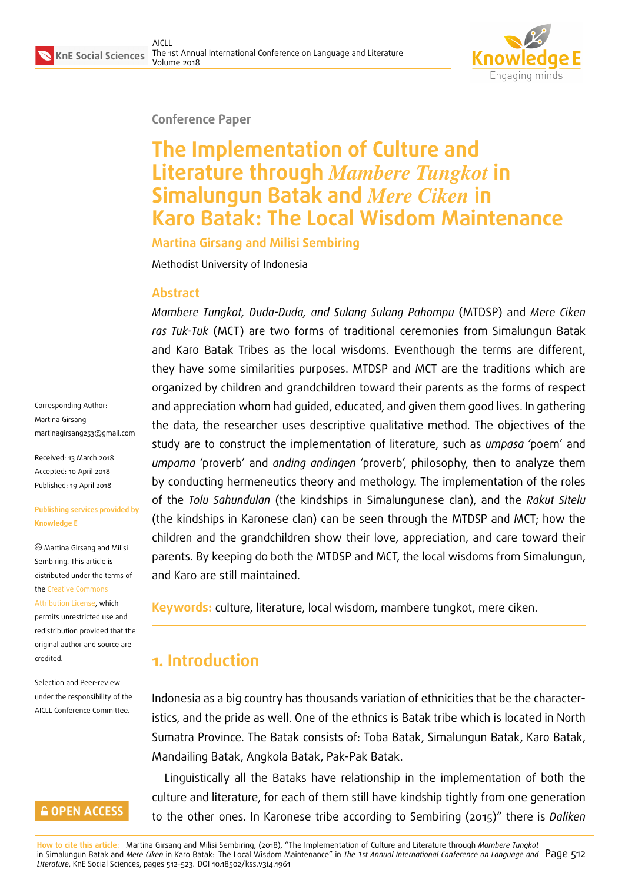Conference Paper

# The Implementation of Culture and Literature through *Mambere Tungkot* in Simalungun Batak and *Mere Ciken* in Karo Batak: The Local Wisdom Maintenance

**Martina Girsang and Milisi Sembiring**

Methodist University of Indonesia

Corresponding Author: Martina Girsang martinagirsang253@gmail.com

Received: 13 March 2018
Accepted: 10 April 2018
Published: 19 April 2018

Publishing services provided by Knowledge E

© Martina Girsang and Milisi Sembiring. This article is distributed under the terms of the Creative Commons Attribution License, which permits unrestricted use and redistribution provided that the original author and source are credited.

Selection and Peer-review under the responsibility of the AICLL Conference Committee.

## Abstract

*Mambere Tungkot, Duda-Duda, and Sulang Sulang Pahompu* (MTDSP) and *Mere Ciken ras Tuk-Tuk* (MCT) are two forms of traditional ceremonies from Simalungun Batak and Karo Batak Tribes as the local wisdoms. Eventhough the terms are different, they have some similarities purposes. MTDSP and MCT are the traditions which are organized by children and grandchildren toward their parents as the forms of respect and appreciation whom had guided, educated, and given them good lives. In gathering the data, the researcher uses descriptive qualitative method. The objectives of the study are to construct the implementation of literature, such as *umpasa* 'poem' and *umpama* 'proverb' and *anding andingen* 'proverb', philosophy, then to analyze them by conducting hermeneutics theory and methology. The implementation of the roles of the *Tolu Sahundulan* (the kindships in Simalungunese clan), and the *Rakut Sitelu* (the kindships in Karonese clan) can be seen through the MTDSP and MCT; how the children and the grandchildren show their love, appreciation, and care toward their parents. By keeping do both the MTDSP and MCT, the local wisdoms from Simalungun, and Karo are still maintained.

**Keywords:** culture, literature, local wisdom, mambere tungkot, mere ciken.

## 1. Introduction

Indonesia as a big country has thousands variation of ethnicities that be the characteristics, and the pride as well. One of the ethnics is Batak tribe which is located in North Sumatra Province. The Batak consists of: Toba Batak, Simalungun Batak, Karo Batak, Mandailing Batak, Angkola Batak, Pak-Pak Batak.

Linguistically all the Bataks have relationship in the implementation of both the culture and literature, for each of them still have kindship tightly from one generation to the other ones. In Karonese tribe according to Sembiring (2015)" there is *Daliken*

**How to cite this article**: Martina Girsang and Milisi Sembiring, (2018), "The Implementation of Culture and Literature through *Mambere Tungkot* in Simalungun Batak and *Mere Ciken* in Karo Batak: The Local Wisdom Maintenance" in *The 1st Annual International Conference on Language and Literature*, KnE Social Sciences, pages 512–523. DOI 10.18502/kss.v3i4.1961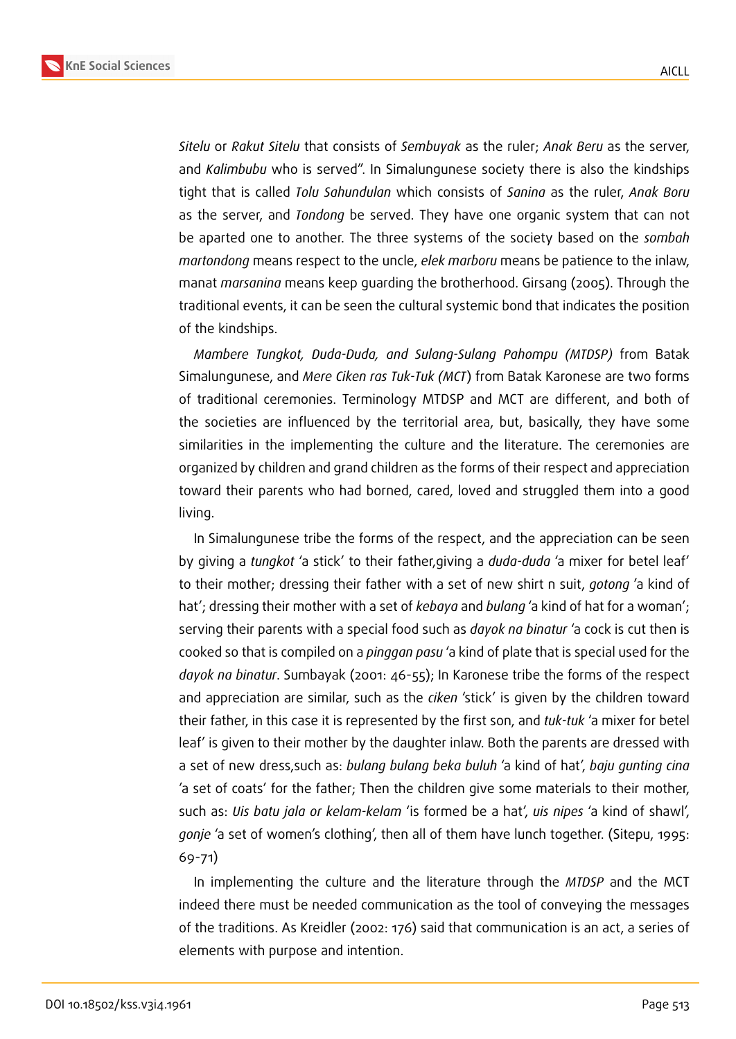*Sitelu* or *Rakut Sitelu* that consists of *Sembuyak* as the ruler; *Anak Beru* as the server, and *Kalimbubu* who is served". In Simalungunese society there is also the kindships tight that is called *Tolu Sahundulan* which consists of *Sanina* as the ruler, *Anak Boru* as the server, and *Tondong* be served. They have one organic system that can not be aparted one to another. The three systems of the society based on the *sombah martondong* means respect to the uncle, *elek marboru* means be patience to the inlaw, manat *marsanina* means keep guarding the brotherhood. Girsang (2005). Through the traditional events, it can be seen the cultural systemic bond that indicates the position of the kindships.

*Mambere Tungkot, Duda-Duda, and Sulang-Sulang Pahompu (MTDSP)* from Batak Simalungunese, and *Mere Ciken ras Tuk-Tuk (MCT*) from Batak Karonese are two forms of traditional ceremonies. Terminology MTDSP and MCT are different, and both of the societies are influenced by the territorial area, but, basically, they have some similarities in the implementing the culture and the literature. The ceremonies are organized by children and grand children as the forms of their respect and appreciation toward their parents who had borned, cared, loved and struggled them into a good living.

In Simalungunese tribe the forms of the respect, and the appreciation can be seen by giving a *tungkot* 'a stick' to their father,giving a *duda-duda* 'a mixer for betel leaf' to their mother; dressing their father with a set of new shirt n suit, *gotong* 'a kind of hat'; dressing their mother with a set of *kebaya* and *bulang* 'a kind of hat for a woman'; serving their parents with a special food such as *dayok na binatur* 'a cock is cut then is cooked so that is compiled on a *pinggan pasu* 'a kind of plate that is special used for the *dayok na binatur*. Sumbayak (2001: 46-55); In Karonese tribe the forms of the respect and appreciation are similar, such as the *ciken* 'stick' is given by the children toward their father, in this case it is represented by the first son, and *tuk-tuk* 'a mixer for betel leaf' is given to their mother by the daughter inlaw. Both the parents are dressed with a set of new dress,such as: *bulang bulang beka buluh* 'a kind of hat', *baju gunting cina* 'a set of coats' for the father; Then the children give some materials to their mother, such as: *Uis batu jala or kelam-kelam* 'is formed be a hat', *uis nipes* 'a kind of shawl', *gonje* 'a set of women's clothing', then all of them have lunch together. (Sitepu, 1995: 69-71)

In implementing the culture and the literature through the *MTDSP* and the MCT indeed there must be needed communication as the tool of conveying the messages of the traditions. As Kreidler (2002: 176) said that communication is an act, a series of elements with purpose and intention.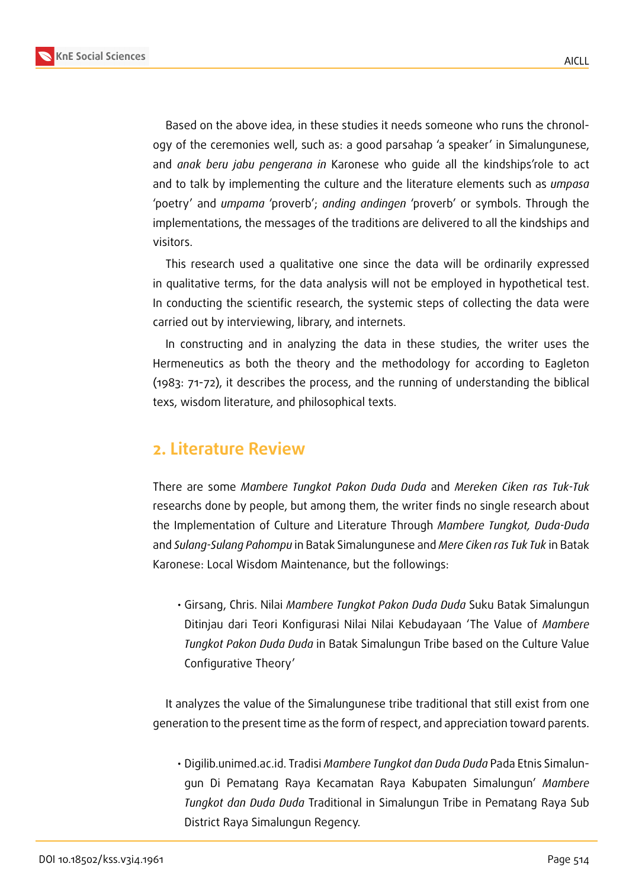Based on the above idea, in these studies it needs someone who runs the chronology of the ceremonies well, such as: a good parsahap 'a speaker' in Simalungunese, and *anak beru jabu pengerana in* Karonese who guide all the kindships'role to act and to talk by implementing the culture and the literature elements such as *umpasa* 'poetry' and *umpama* 'proverb'; *anding andingen* 'proverb' or symbols. Through the implementations, the messages of the traditions are delivered to all the kindships and visitors.

This research used a qualitative one since the data will be ordinarily expressed in qualitative terms, for the data analysis will not be employed in hypothetical test. In conducting the scientific research, the systemic steps of collecting the data were carried out by interviewing, library, and internets.

In constructing and in analyzing the data in these studies, the writer uses the Hermeneutics as both the theory and the methodology for according to Eagleton (1983: 71-72), it describes the process, and the running of understanding the biblical texs, wisdom literature, and philosophical texts.

## 2. Literature Review

There are some *Mambere Tungkot Pakon Duda Duda* and *Mereken Ciken ras Tuk-Tuk* researchs done by people, but among them, the writer finds no single research about the Implementation of Culture and Literature Through *Mambere Tungkot, Duda-Duda* and *Sulang-Sulang Pahompu* in Batak Simalungunese and *Mere Ciken ras Tuk Tuk* in Batak Karonese: Local Wisdom Maintenance, but the followings:

- Girsang, Chris. Nilai *Mambere Tungkot Pakon Duda Duda* Suku Batak Simalungun Ditinjau dari Teori Konfigurasi Nilai Nilai Kebudayaan 'The Value of *Mambere Tungkot Pakon Duda Duda* in Batak Simalungun Tribe based on the Culture Value Configurative Theory'

It analyzes the value of the Simalungunese tribe traditional that still exist from one generation to the present time as the form of respect, and appreciation toward parents.

- Digilib.unimed.ac.id. Tradisi *Mambere Tungkot dan Duda Duda* Pada Etnis Simalungun Di Pematang Raya Kecamatan Raya Kabupaten Simalungun' *Mambere Tungkot dan Duda Duda* Traditional in Simalungun Tribe in Pematang Raya Sub District Raya Simalungun Regency.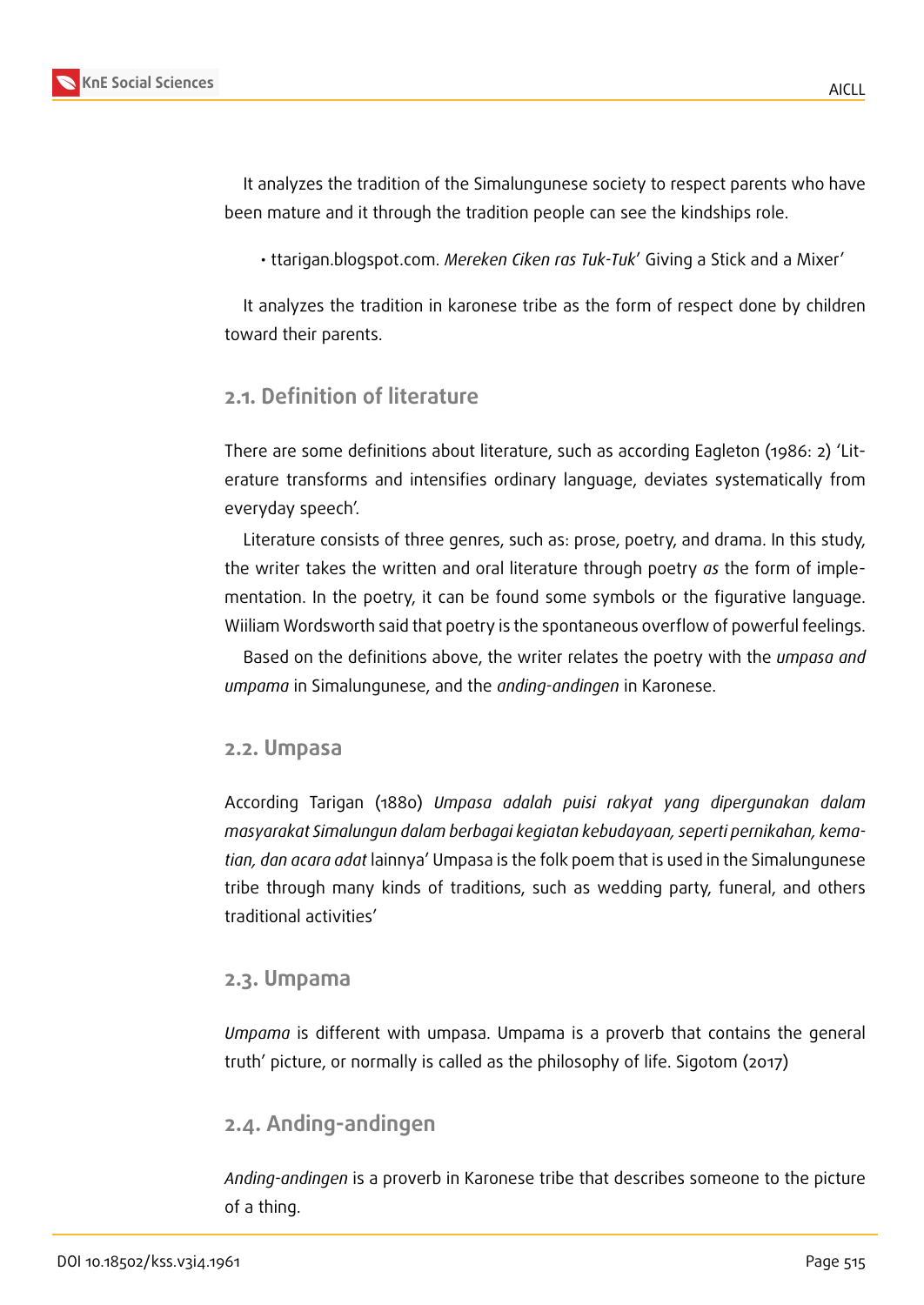It analyzes the tradition of the Simalungunese society to respect parents who have been mature and it through the tradition people can see the kindships role.

- ttarigan.blogspot.com. *Mereken Ciken ras Tuk-Tuk*' Giving a Stick and a Mixer'

It analyzes the tradition in karonese tribe as the form of respect done by children toward their parents.

## 2.1. Definition of literature

There are some definitions about literature, such as according Eagleton (1986: 2) 'Literature transforms and intensifies ordinary language, deviates systematically from everyday speech'.

Literature consists of three genres, such as: prose, poetry, and drama. In this study, the writer takes the written and oral literature through poetry *as* the form of implementation. In the poetry, it can be found some symbols or the figurative language. Wiiliam Wordsworth said that poetry is the spontaneous overflow of powerful feelings.

Based on the definitions above, the writer relates the poetry with the *umpasa and umpama* in Simalungunese, and the *anding-andingen* in Karonese.

## 2.2. Umpasa

According Tarigan (1880) *Umpasa adalah puisi rakyat yang dipergunakan dalam masyarakat Simalungun dalam berbagai kegiatan kebudayaan, seperti pernikahan, kematian, dan acara adat* lainnya' Umpasa is the folk poem that is used in the Simalungunese tribe through many kinds of traditions, such as wedding party, funeral, and others traditional activities'

## 2.3. Umpama

*Umpama* is different with umpasa. Umpama is a proverb that contains the general truth' picture, or normally is called as the philosophy of life. Sigotom (2017)

## 2.4. Anding-andingen

*Anding-andingen* is a proverb in Karonese tribe that describes someone to the picture of a thing.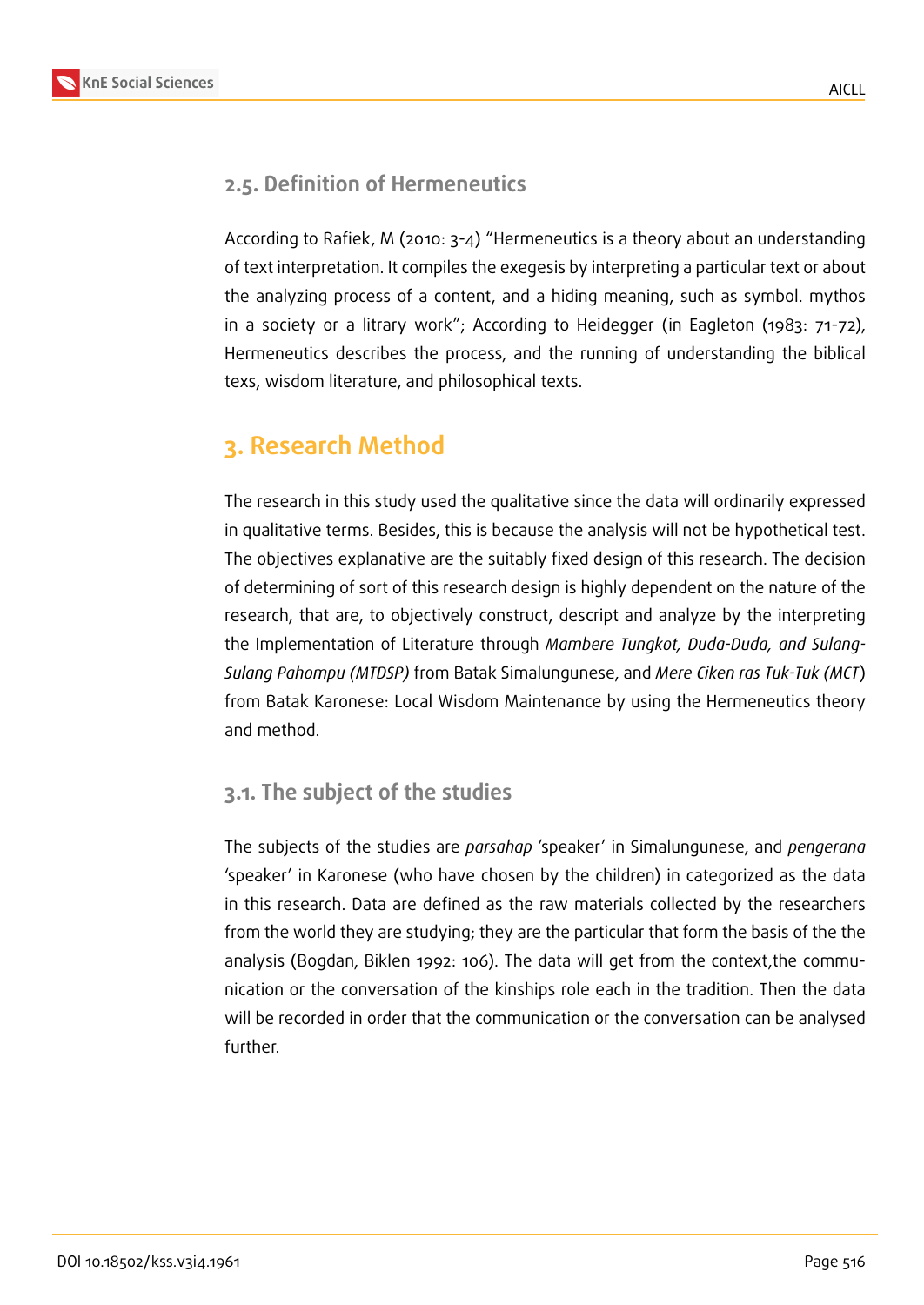### 2.5. Definition of Hermeneutics

According to Rafiek, M (2010: 3-4) "Hermeneutics is a theory about an understanding of text interpretation. It compiles the exegesis by interpreting a particular text or about the analyzing process of a content, and a hiding meaning, such as symbol. mythos in a society or a litrary work"; According to Heidegger (in Eagleton (1983: 71-72), Hermeneutics describes the process, and the running of understanding the biblical texs, wisdom literature, and philosophical texts.

## 3. Research Method

The research in this study used the qualitative since the data will ordinarily expressed in qualitative terms. Besides, this is because the analysis will not be hypothetical test. The objectives explanative are the suitably fixed design of this research. The decision of determining of sort of this research design is highly dependent on the nature of the research, that are, to objectively construct, descript and analyze by the interpreting the Implementation of Literature through *Mambere Tungkot, Duda-Duda, and Sulang-Sulang Pahompu (MTDSP)* from Batak Simalungunese, and *Mere Ciken ras Tuk-Tuk (MCT)* from Batak Karonese: Local Wisdom Maintenance by using the Hermeneutics theory and method.

### 3.1. The subject of the studies

The subjects of the studies are *parsahap* 'speaker' in Simalungunese, and *pengerana* 'speaker' in Karonese (who have chosen by the children) in categorized as the data in this research. Data are defined as the raw materials collected by the researchers from the world they are studying; they are the particular that form the basis of the the analysis (Bogdan, Biklen 1992: 106). The data will get from the context,the communication or the conversation of the kinships role each in the tradition. Then the data will be recorded in order that the communication or the conversation can be analysed further.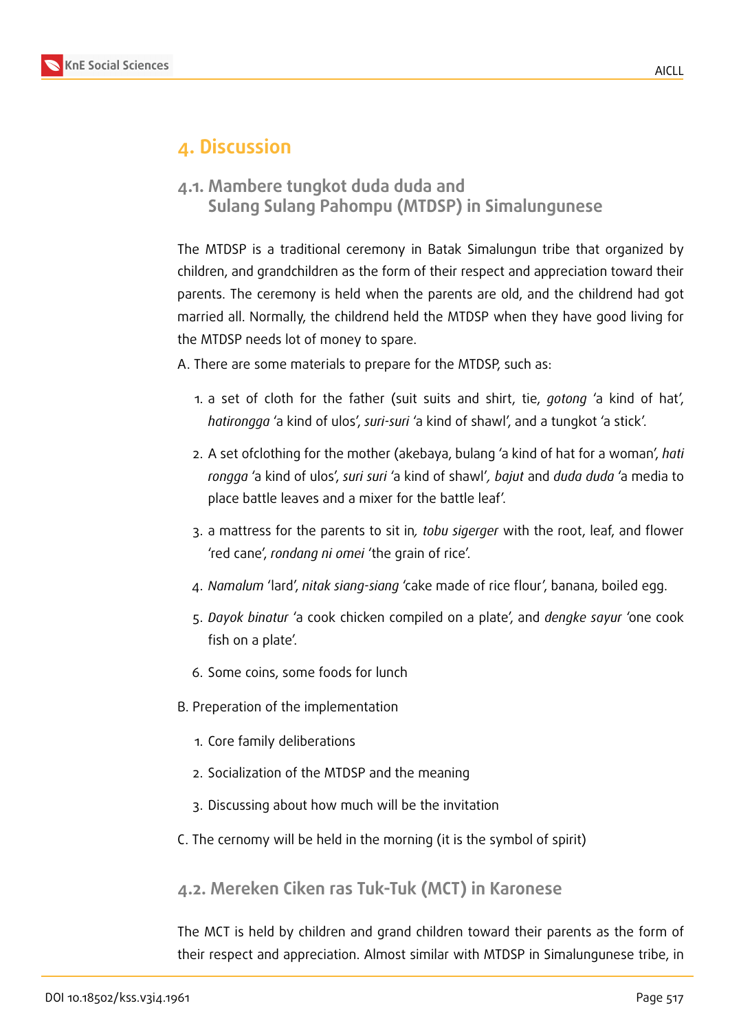# 4. Discussion

## 4.1. Mambere tungkot duda duda and Sulang Sulang Pahompu (MTDSP) in Simalungunese

The MTDSP is a traditional ceremony in Batak Simalungun tribe that organized by children, and grandchildren as the form of their respect and appreciation toward their parents. The ceremony is held when the parents are old, and the childrend had got married all. Normally, the childrend held the MTDSP when they have good living for the MTDSP needs lot of money to spare.

A. There are some materials to prepare for the MTDSP, such as:

1. a set of cloth for the father (suit suits and shirt, tie, *gotong* 'a kind of hat', *hatirongga* 'a kind of ulos', *suri-suri* 'a kind of shawl', and a tungkot 'a stick'.
2. A set ofclothing for the mother (akebaya, bulang 'a kind of hat for a woman', *hati rongga* 'a kind of ulos', *suri suri* 'a kind of shawl'*,* *bajut* and *duda duda* 'a media to place battle leaves and a mixer for the battle leaf'.
3. a mattress for the parents to sit in*, tobu sigerger* with the root, leaf, and flower 'red cane', *rondang ni omei* 'the grain of rice'.
4. *Namalum* 'lard', *nitak siang-siang* 'cake made of rice flour', banana, boiled egg.
5. *Dayok binatur* 'a cook chicken compiled on a plate', and *dengke sayur* 'one cook fish on a plate'.
6. Some coins, some foods for lunch

B. Preperation of the implementation

1. Core family deliberations
2. Socialization of the MTDSP and the meaning
3. Discussing about how much will be the invitation

C. The cernomy will be held in the morning (it is the symbol of spirit)

## 4.2. Mereken Ciken ras Tuk-Tuk (MCT) in Karonese

The MCT is held by children and grand children toward their parents as the form of their respect and appreciation. Almost similar with MTDSP in Simalungunese tribe, in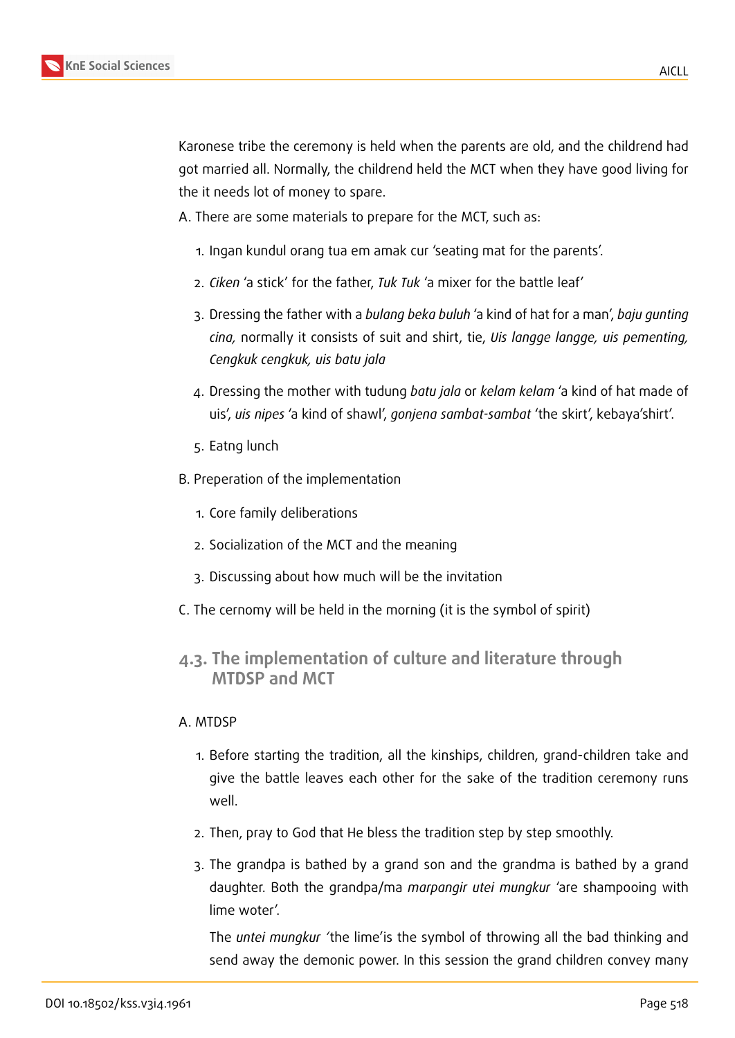Karonese tribe the ceremony is held when the parents are old, and the childrend had got married all. Normally, the childrend held the MCT when they have good living for the it needs lot of money to spare.

A. There are some materials to prepare for the MCT, such as:

1. Ingan kundul orang tua em amak cur 'seating mat for the parents'.
2. *Ciken* 'a stick' for the father, *Tuk Tuk* 'a mixer for the battle leaf'
3. Dressing the father with a *bulang beka buluh* 'a kind of hat for a man', *baju gunting cina,* normally it consists of suit and shirt, tie, *Uis langge langge, uis pementing, Cengkuk cengkuk, uis batu jala*
4. Dressing the mother with tudung *batu jala* or *kelam kelam* 'a kind of hat made of uis', *uis nipes* 'a kind of shawl', *gonjena sambat-sambat* 'the skirt', kebaya'shirt'.
5. Eatng lunch

B. Preperation of the implementation

1. Core family deliberations
2. Socialization of the MCT and the meaning
3. Discussing about how much will be the invitation

C. The cernomy will be held in the morning (it is the symbol of spirit)

### 4.3. The implementation of culture and literature through MTDSP and MCT

A. MTDSP

1. Before starting the tradition, all the kinships, children, grand-children take and give the battle leaves each other for the sake of the tradition ceremony runs well.
2. Then, pray to God that He bless the tradition step by step smoothly.
3. The grandpa is bathed by a grand son and the grandma is bathed by a grand daughter. Both the grandpa/ma *marpangir utei mungkur* 'are shampooing with lime woter'.

   The *untei mungkur* 'the lime'is the symbol of throwing all the bad thinking and send away the demonic power. In this session the grand children convey many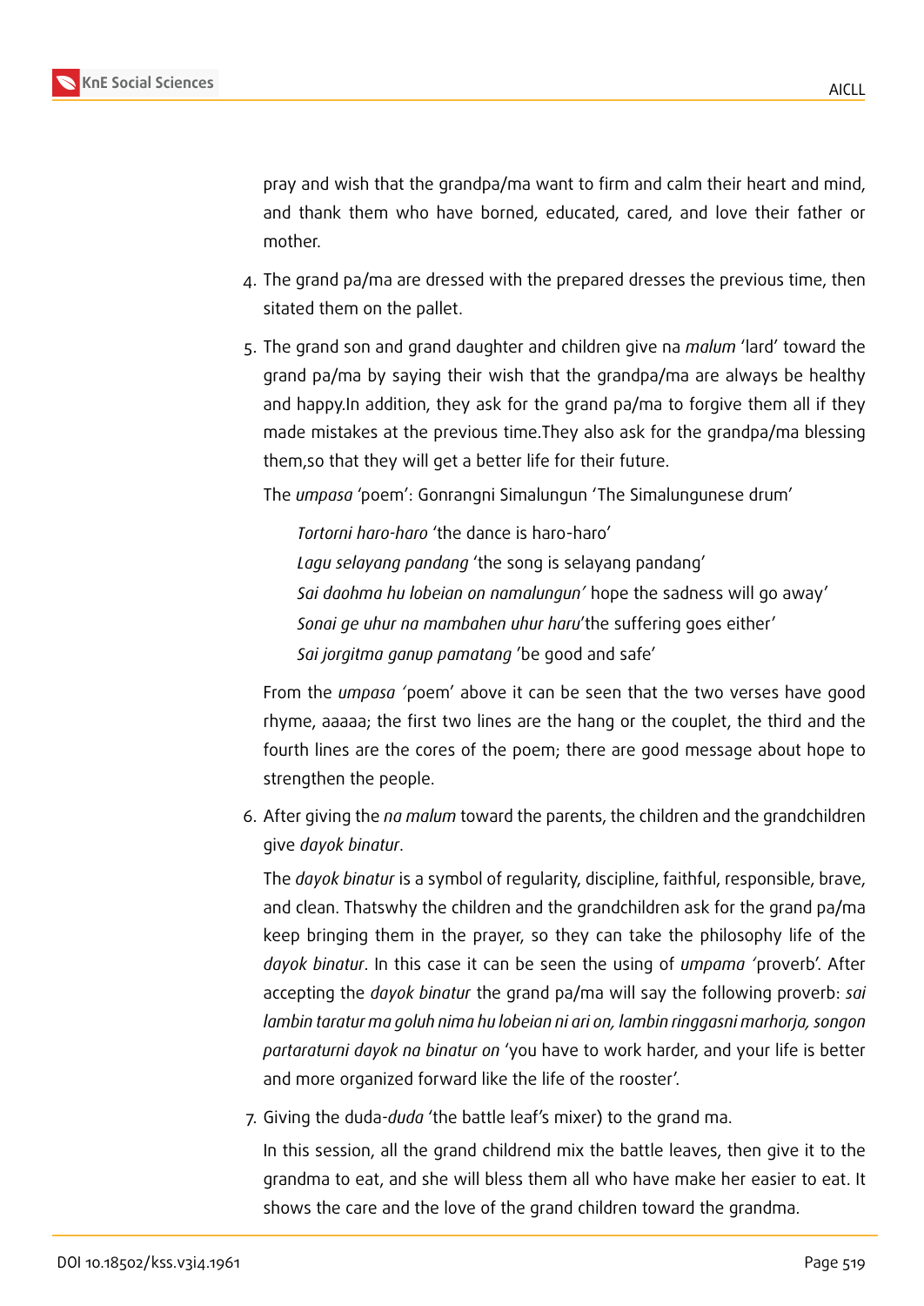pray and wish that the grandpa/ma want to firm and calm their heart and mind, and thank them who have borned, educated, cared, and love their father or mother.

4. The grand pa/ma are dressed with the prepared dresses the previous time, then sitated them on the pallet.

5. The grand son and grand daughter and children give na *malum* 'lard' toward the grand pa/ma by saying their wish that the grandpa/ma are always be healthy and happy.In addition, they ask for the grand pa/ma to forgive them all if they made mistakes at the previous time.They also ask for the grandpa/ma blessing them,so that they will get a better life for their future.

   The *umpasa* 'poem': Gonrangni Simalungun 'The Simalungunese drum'

   > *Tortorni haro-haro* 'the dance is haro-haro'
   > *Lagu selayang pandang* 'the song is selayang pandang'
   > *Sai daohma hu lobeian on namalungun'* hope the sadness will go away'
   > *Sonai ge uhur na mambahen uhur haru*'the suffering goes either'
   > *Sai jorgitma ganup pamatang* 'be good and safe'

   From the *umpasa '*poem' above it can be seen that the two verses have good rhyme, aaaaa; the first two lines are the hang or the couplet, the third and the fourth lines are the cores of the poem; there are good message about hope to strengthen the people.

6. After giving the *na malum* toward the parents, the children and the grandchildren give *dayok binatur*.

   The *dayok binatur* is a symbol of regularity, discipline, faithful, responsible, brave, and clean. Thatswhy the children and the grandchildren ask for the grand pa/ma keep bringing them in the prayer, so they can take the philosophy life of the *dayok binatur*. In this case it can be seen the using of *umpama '*proverb'. After accepting the *dayok binatur* the grand pa/ma will say the following proverb: *sai lambin taratur ma goluh nima hu lobeian ni ari on, lambin ringgasni marhorja, songon partaraturni dayok na binatur on* 'you have to work harder, and your life is better and more organized forward like the life of the rooster'.

7. Giving the duda-*duda* 'the battle leaf's mixer) to the grand ma.

   In this session, all the grand childrend mix the battle leaves, then give it to the grandma to eat, and she will bless them all who have make her easier to eat. It shows the care and the love of the grand children toward the grandma.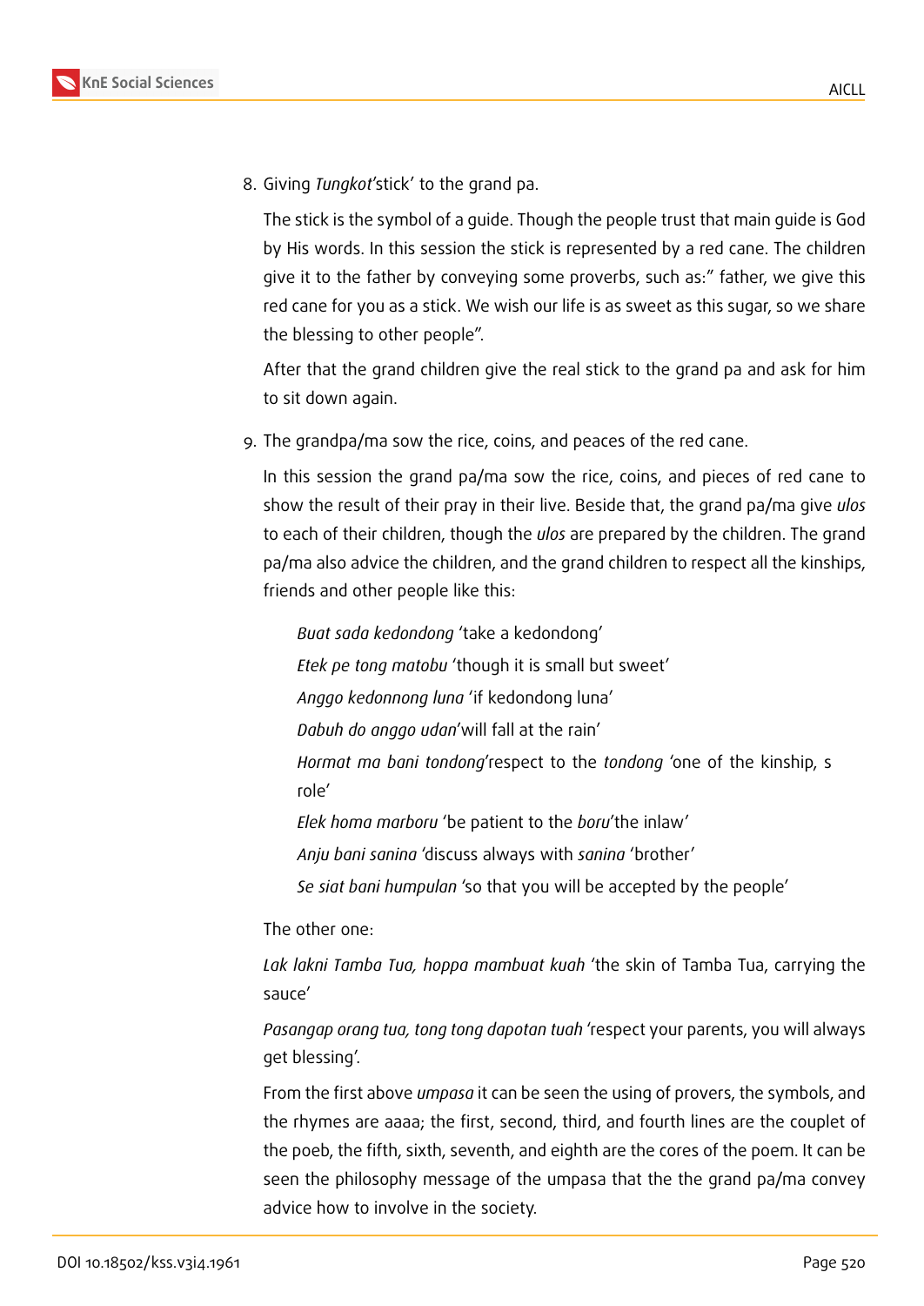8. Giving *Tungkot*'stick' to the grand pa.

   The stick is the symbol of a guide. Though the people trust that main guide is God by His words. In this session the stick is represented by a red cane. The children give it to the father by conveying some proverbs, such as:" father, we give this red cane for you as a stick. We wish our life is as sweet as this sugar, so we share the blessing to other people".

   After that the grand children give the real stick to the grand pa and ask for him to sit down again.

9. The grandpa/ma sow the rice, coins, and peaces of the red cane.

   In this session the grand pa/ma sow the rice, coins, and pieces of red cane to show the result of their pray in their live. Beside that, the grand pa/ma give *ulos* to each of their children, though the *ulos* are prepared by the children. The grand pa/ma also advice the children, and the grand children to respect all the kinships, friends and other people like this:

   > *Buat sada kedondong* 'take a kedondong'
   > *Etek pe tong matobu* 'though it is small but sweet'
   > *Anggo kedonnong luna* 'if kedondong luna'
   > *Dabuh do anggo udan*'will fall at the rain'
   > *Hormat ma bani tondong*'respect to the *tondong* 'one of the kinship, s role'
   > *Elek homa marboru* 'be patient to the *boru*'the inlaw'
   > *Anju bani sanina* 'discuss always with *sanina* 'brother'
   > *Se siat bani humpulan* 'so that you will be accepted by the people'

   The other one:

   *Lak lakni Tamba Tua, hoppa mambuat kuah* 'the skin of Tamba Tua, carrying the sauce'

   *Pasangap orang tua, tong tong dapotan tuah* 'respect your parents, you will always get blessing'.

   From the first above *umpasa* it can be seen the using of provers, the symbols, and the rhymes are aaaa; the first, second, third, and fourth lines are the couplet of the poeb, the fifth, sixth, seventh, and eighth are the cores of the poem. It can be seen the philosophy message of the umpasa that the the grand pa/ma convey advice how to involve in the society.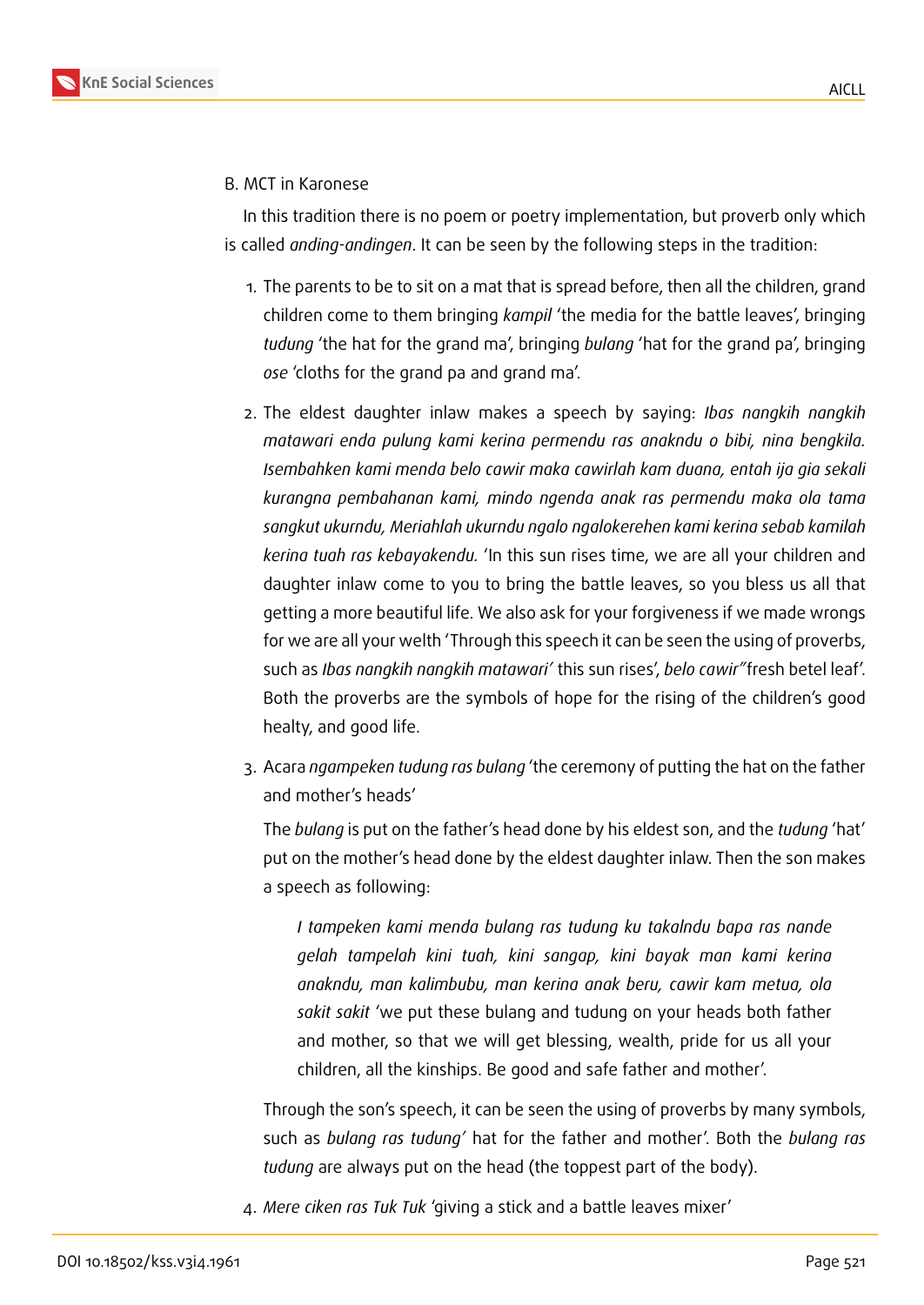B. MCT in Karonese

In this tradition there is no poem or poetry implementation, but proverb only which is called *anding-andingen*. It can be seen by the following steps in the tradition:

1. The parents to be to sit on a mat that is spread before, then all the children, grand children come to them bringing *kampil* 'the media for the battle leaves', bringing *tudung* 'the hat for the grand ma', bringing *bulang* 'hat for the grand pa', bringing *ose* 'cloths for the grand pa and grand ma'.

2. The eldest daughter inlaw makes a speech by saying: *Ibas nangkih nangkih matawari enda pulung kami kerina permendu ras anakndu o bibi, nina bengkila. Isembahken kami menda belo cawir maka cawirlah kam duana, entah ija gia sekali kurangna pembahanan kami, mindo ngenda anak ras permendu maka ola tama sangkut ukurndu, Meriahlah ukurndu ngalo ngalokerehen kami kerina sebab kamilah kerina tuah ras kebayakendu.* 'In this sun rises time, we are all your children and daughter inlaw come to you to bring the battle leaves, so you bless us all that getting a more beautiful life. We also ask for your forgiveness if we made wrongs for we are all your welth 'Through this speech it can be seen the using of proverbs, such as *Ibas nangkih nangkih matawari'* this sun rises', *belo cawir"*fresh betel leaf'. Both the proverbs are the symbols of hope for the rising of the children's good healty, and good life.

3. Acara *ngampeken tudung ras bulang* 'the ceremony of putting the hat on the father and mother's heads'

   The *bulang* is put on the father's head done by his eldest son, and the *tudung* 'hat' put on the mother's head done by the eldest daughter inlaw. Then the son makes a speech as following:

   > *I tampeken kami menda bulang ras tudung ku takalndu bapa ras nande gelah tampelah kini tuah, kini sangap, kini bayak man kami kerina anakndu, man kalimbubu, man kerina anak beru, cawir kam metua, ola sakit sakit* 'we put these bulang and tudung on your heads both father and mother, so that we will get blessing, wealth, pride for us all your children, all the kinships. Be good and safe father and mother'.

   Through the son's speech, it can be seen the using of proverbs by many symbols, such as *bulang ras tudung'* hat for the father and mother'. Both the *bulang ras tudung* are always put on the head (the toppest part of the body).

4. *Mere ciken ras Tuk Tuk* 'giving a stick and a battle leaves mixer'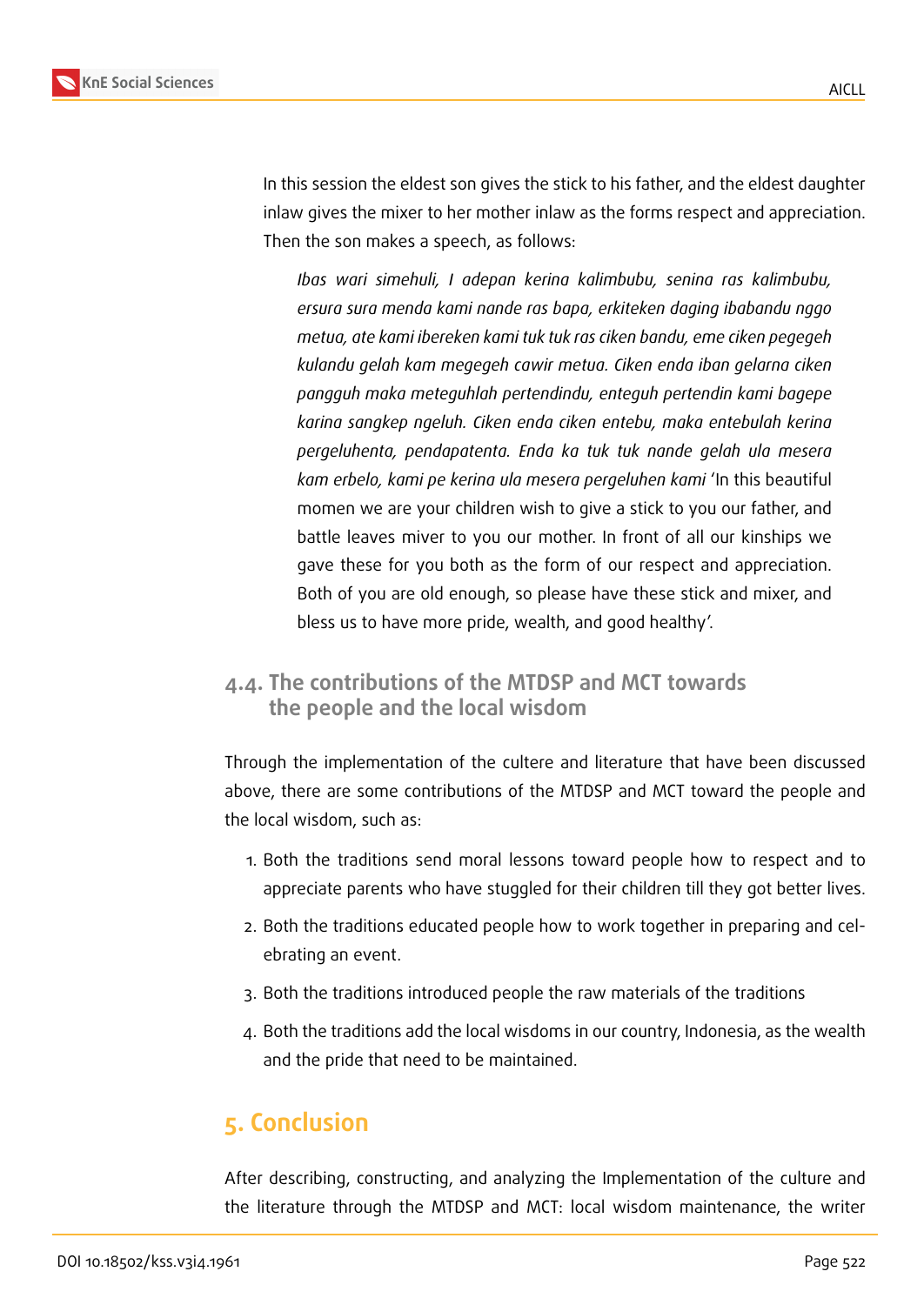In this session the eldest son gives the stick to his father, and the eldest daughter inlaw gives the mixer to her mother inlaw as the forms respect and appreciation. Then the son makes a speech, as follows:

> *Ibas wari simehuli, I adepan kerina kalimbubu, senina ras kalimbubu, ersura sura menda kami nande ras bapa, erkiteken daging ibabandu nggo metua, ate kami ibereken kami tuk tuk ras ciken bandu, eme ciken pegegeh kulandu gelah kam megegeh cawir metua. Ciken enda iban gelarna ciken pangguh maka meteguhlah pertendindu, enteguh pertendin kami bagepe karina sangkep ngeluh. Ciken enda ciken entebu, maka entebulah kerina pergeluhenta, pendapatenta. Enda ka tuk tuk nande gelah ula mesera kam erbelo, kami pe kerina ula mesera pergeluhen kami* 'In this beautiful momen we are your children wish to give a stick to you our father, and battle leaves miver to you our mother. In front of all our kinships we gave these for you both as the form of our respect and appreciation. Both of you are old enough, so please have these stick and mixer, and bless us to have more pride, wealth, and good healthy'.

### 4.4. The contributions of the MTDSP and MCT towards the people and the local wisdom

Through the implementation of the cultere and literature that have been discussed above, there are some contributions of the MTDSP and MCT toward the people and the local wisdom, such as:

1. Both the traditions send moral lessons toward people how to respect and to appreciate parents who have stuggled for their children till they got better lives.
2. Both the traditions educated people how to work together in preparing and celebrating an event.
3. Both the traditions introduced people the raw materials of the traditions
4. Both the traditions add the local wisdoms in our country, Indonesia, as the wealth and the pride that need to be maintained.

## 5. Conclusion

After describing, constructing, and analyzing the Implementation of the culture and the literature through the MTDSP and MCT: local wisdom maintenance, the writer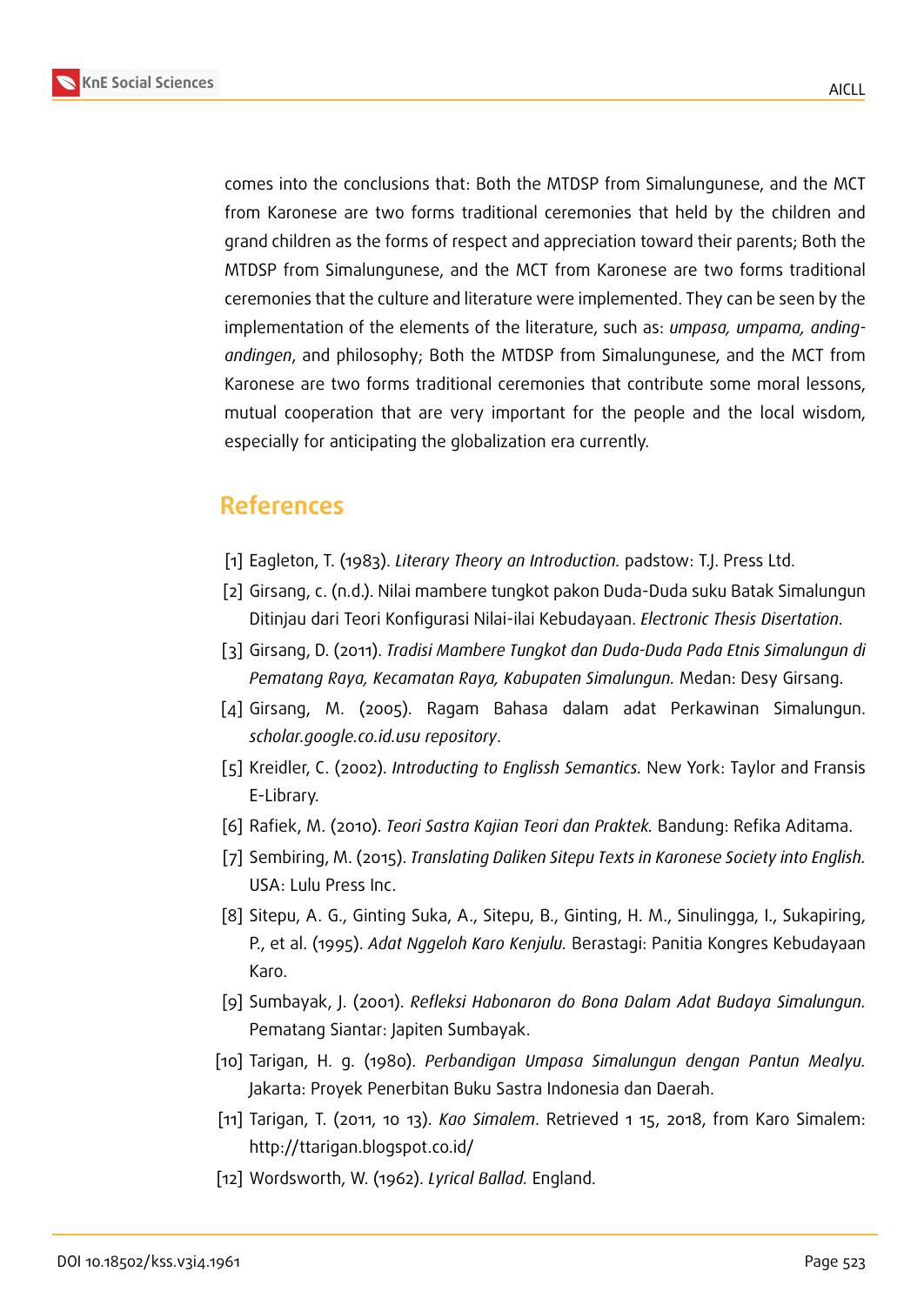comes into the conclusions that: Both the MTDSP from Simalungunese, and the MCT from Karonese are two forms traditional ceremonies that held by the children and grand children as the forms of respect and appreciation toward their parents; Both the MTDSP from Simalungunese, and the MCT from Karonese are two forms traditional ceremonies that the culture and literature were implemented. They can be seen by the implementation of the elements of the literature, such as: *umpasa, umpama, anding-andingen*, and philosophy; Both the MTDSP from Simalungunese, and the MCT from Karonese are two forms traditional ceremonies that contribute some moral lessons, mutual cooperation that are very important for the people and the local wisdom, especially for anticipating the globalization era currently.

## References

[1] Eagleton, T. (1983). *Literary Theory an Introduction.* padstow: T.J. Press Ltd.

[2] Girsang, c. (n.d.). Nilai mambere tungkot pakon Duda-Duda suku Batak Simalungun Ditinjau dari Teori Konfigurasi Nilai-ilai Kebudayaan. *Electronic Thesis Disertation*.

[3] Girsang, D. (2011). *Tradisi Mambere Tungkot dan Duda-Duda Pada Etnis Simalungun di Pematang Raya, Kecamatan Raya, Kabupaten Simalungun.* Medan: Desy Girsang.

[4] Girsang, M. (2005). Ragam Bahasa dalam adat Perkawinan Simalungun. *scholar.google.co.id.usu repository*.

[5] Kreidler, C. (2002). *Introducting to Englissh Semantics.* New York: Taylor and Fransis E-Library.

[6] Rafiek, M. (2010). *Teori Sastra Kajian Teori dan Praktek.* Bandung: Refika Aditama.

[7] Sembiring, M. (2015). *Translating Daliken Sitepu Texts in Karonese Society into English.* USA: Lulu Press Inc.

[8] Sitepu, A. G., Ginting Suka, A., Sitepu, B., Ginting, H. M., Sinulingga, I., Sukapiring, P., et al. (1995). *Adat Nggeloh Karo Kenjulu.* Berastagi: Panitia Kongres Kebudayaan Karo.

[9] Sumbayak, J. (2001). *Refleksi Habonaron do Bona Dalam Adat Budaya Simalungun.* Pematang Siantar: Japiten Sumbayak.

[10] Tarigan, H. g. (1980). *Perbandigan Umpasa Simalungun dengan Pantun Mealyu.* Jakarta: Proyek Penerbitan Buku Sastra Indonesia dan Daerah.

[11] Tarigan, T. (2011, 10 13). *Kao Simalem*. Retrieved 1 15, 2018, from Karo Simalem: http://ttarigan.blogspot.co.id/

[12] Wordsworth, W. (1962). *Lyrical Ballad.* England.